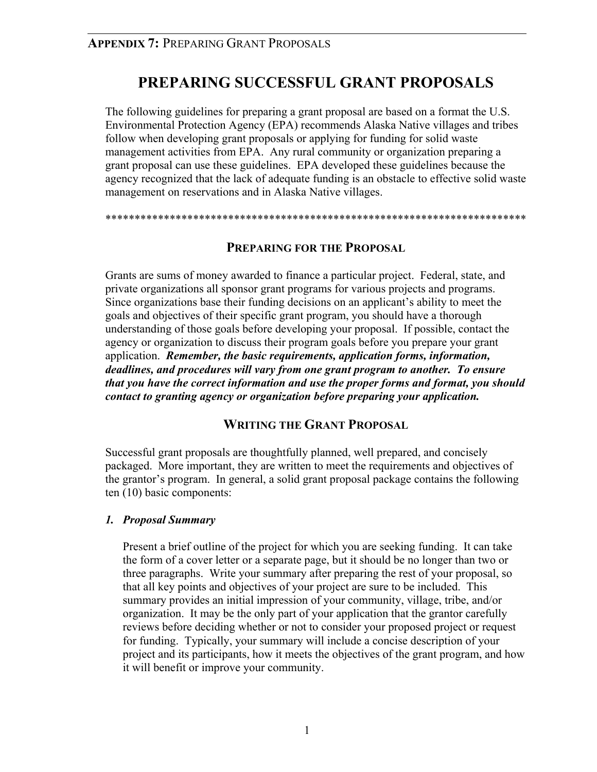**APPENDIX 7:** PREPARING GRANT PROPOSALS

# PREPARING SUCCESSFUL GRANT PROPOSALS

The following guidelines for preparing a grant proposal are based on a format the U.S. Environmental Protection Agency (EPA) recommends Alaska Native villages and tribes follow when developing grant proposals or applying for funding for solid waste management activities from EPA. Any rural community or organization preparing a grant proposal can use these guidelines. EPA developed these guidelines because the agency recognized that the lack of adequate funding is an obstacle to effective solid waste management on reservations and in Alaska Native villages.

*************************************************************************

## PREPARING FOR THE PROPOSAL

Grants are sums of money awarded to finance a particular project. Federal, state, and private organizations all sponsor grant programs for various projects and programs. Since organizations base their funding decisions on an applicant's ability to meet the goals and objectives of their specific grant program, you should have a thorough understanding of those goals before developing your proposal. If possible, contact the agency or organization to discuss their program goals before you prepare your grant application. ***Remember, the basic requirements, application forms, information, deadlines, and procedures will vary from one grant program to another. To ensure that you have the correct information and use the proper forms and format, you should contact to granting agency or organization before preparing your application.***

## WRITING THE GRANT PROPOSAL

Successful grant proposals are thoughtfully planned, well prepared, and concisely packaged. More important, they are written to meet the requirements and objectives of the grantor's program. In general, a solid grant proposal package contains the following ten (10) basic components:

### *1. Proposal Summary*

Present a brief outline of the project for which you are seeking funding. It can take the form of a cover letter or a separate page, but it should be no longer than two or three paragraphs. Write your summary after preparing the rest of your proposal, so that all key points and objectives of your project are sure to be included. This summary provides an initial impression of your community, village, tribe, and/or organization. It may be the only part of your application that the grantor carefully reviews before deciding whether or not to consider your proposed project or request for funding. Typically, your summary will include a concise description of your project and its participants, how it meets the objectives of the grant program, and how it will benefit or improve your community.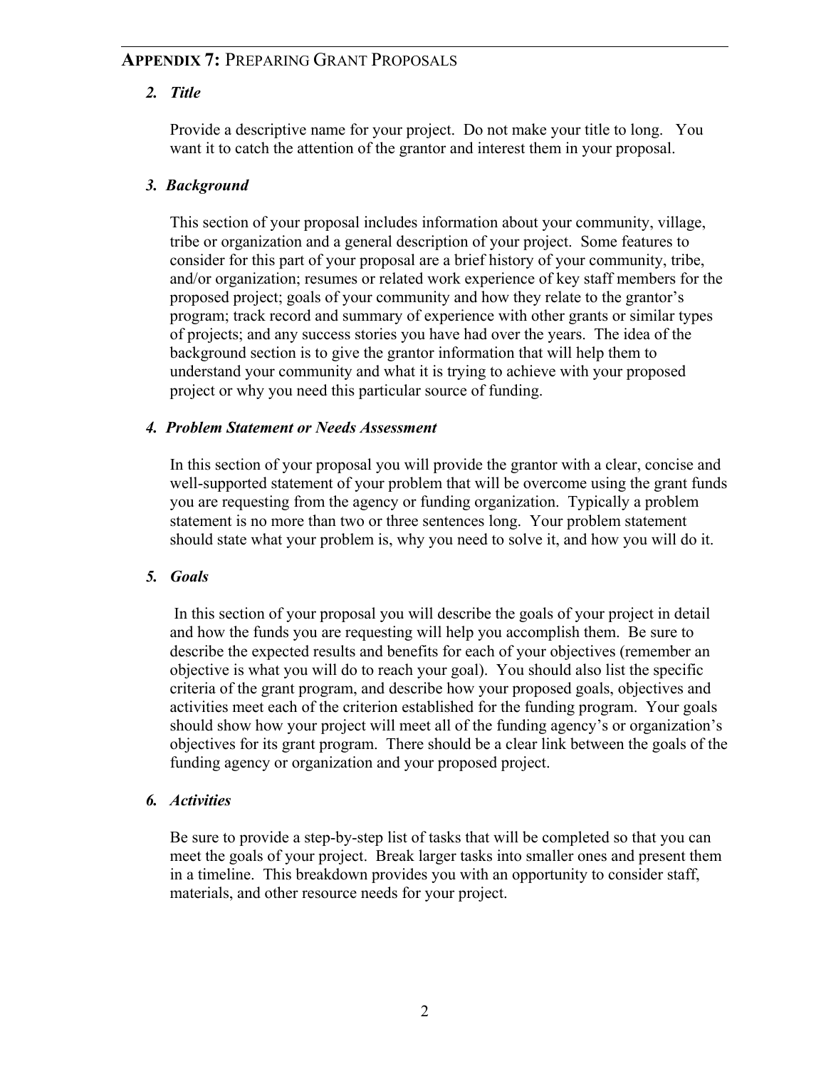### 2. *Title*

Provide a descriptive name for your project. Do not make your title to long. You want it to catch the attention of the grantor and interest them in your proposal.

### 3. *Background*

This section of your proposal includes information about your community, village, tribe or organization and a general description of your project. Some features to consider for this part of your proposal are a brief history of your community, tribe, and/or organization; resumes or related work experience of key staff members for the proposed project; goals of your community and how they relate to the grantor's program; track record and summary of experience with other grants or similar types of projects; and any success stories you have had over the years. The idea of the background section is to give the grantor information that will help them to understand your community and what it is trying to achieve with your proposed project or why you need this particular source of funding.

### 4. *Problem Statement or Needs Assessment*

In this section of your proposal you will provide the grantor with a clear, concise and well-supported statement of your problem that will be overcome using the grant funds you are requesting from the agency or funding organization. Typically a problem statement is no more than two or three sentences long. Your problem statement should state what your problem is, why you need to solve it, and how you will do it.

### 5. *Goals*

In this section of your proposal you will describe the goals of your project in detail and how the funds you are requesting will help you accomplish them. Be sure to describe the expected results and benefits for each of your objectives (remember an objective is what you will do to reach your goal). You should also list the specific criteria of the grant program, and describe how your proposed goals, objectives and activities meet each of the criterion established for the funding program. Your goals should show how your project will meet all of the funding agency's or organization's objectives for its grant program. There should be a clear link between the goals of the funding agency or organization and your proposed project.

### 6. *Activities*

Be sure to provide a step-by-step list of tasks that will be completed so that you can meet the goals of your project. Break larger tasks into smaller ones and present them in a timeline. This breakdown provides you with an opportunity to consider staff, materials, and other resource needs for your project.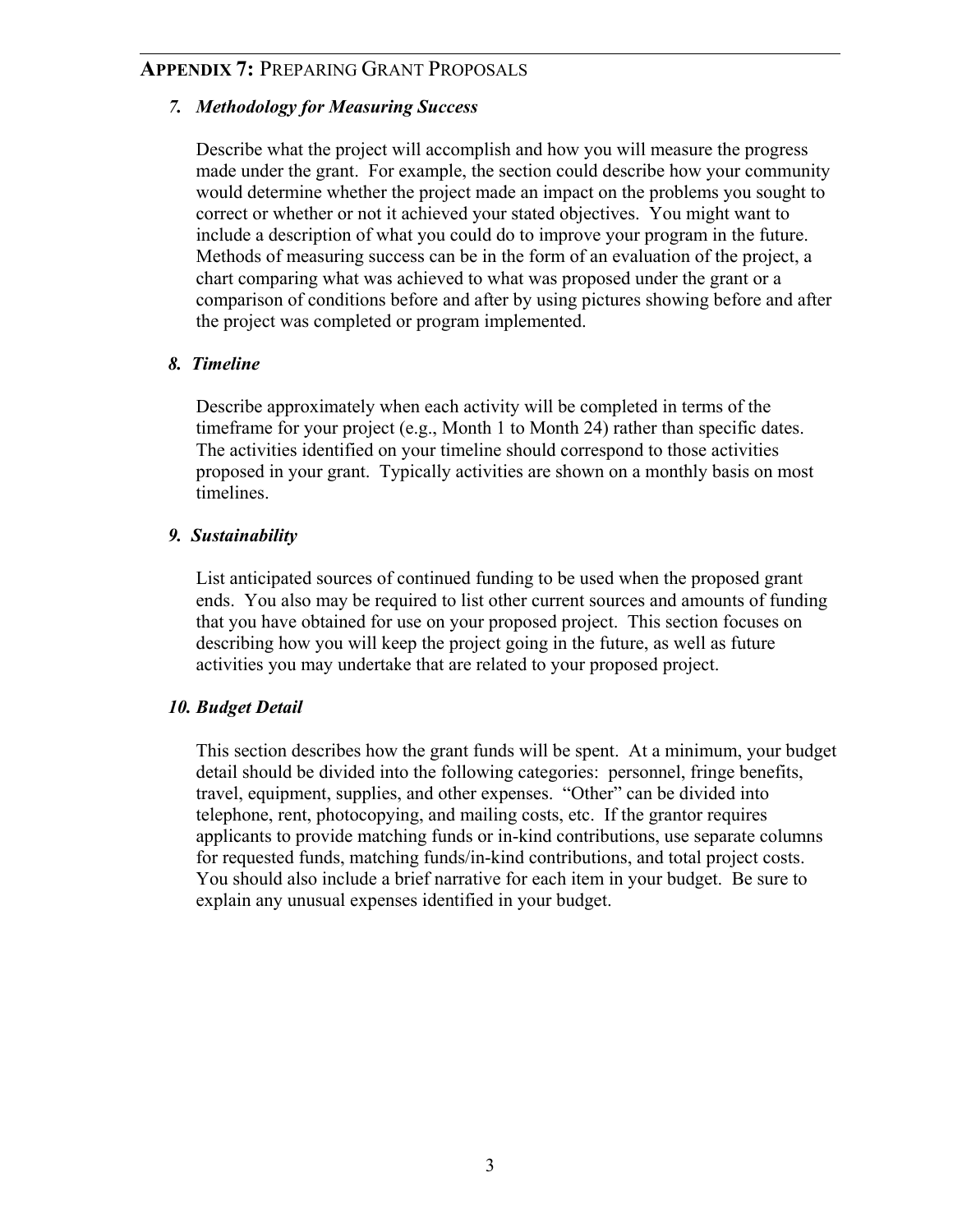## APPENDIX 7: PREPARING GRANT PROPOSALS

### *7. Methodology for Measuring Success*

Describe what the project will accomplish and how you will measure the progress made under the grant. For example, the section could describe how your community would determine whether the project made an impact on the problems you sought to correct or whether or not it achieved your stated objectives. You might want to include a description of what you could do to improve your program in the future. Methods of measuring success can be in the form of an evaluation of the project, a chart comparing what was achieved to what was proposed under the grant or a comparison of conditions before and after by using pictures showing before and after the project was completed or program implemented.

### *8. Timeline*

Describe approximately when each activity will be completed in terms of the timeframe for your project (e.g., Month 1 to Month 24) rather than specific dates. The activities identified on your timeline should correspond to those activities proposed in your grant. Typically activities are shown on a monthly basis on most timelines.

### *9. Sustainability*

List anticipated sources of continued funding to be used when the proposed grant ends. You also may be required to list other current sources and amounts of funding that you have obtained for use on your proposed project. This section focuses on describing how you will keep the project going in the future, as well as future activities you may undertake that are related to your proposed project.

### *10. Budget Detail*

This section describes how the grant funds will be spent. At a minimum, your budget detail should be divided into the following categories: personnel, fringe benefits, travel, equipment, supplies, and other expenses. "Other" can be divided into telephone, rent, photocopying, and mailing costs, etc. If the grantor requires applicants to provide matching funds or in-kind contributions, use separate columns for requested funds, matching funds/in-kind contributions, and total project costs. You should also include a brief narrative for each item in your budget. Be sure to explain any unusual expenses identified in your budget.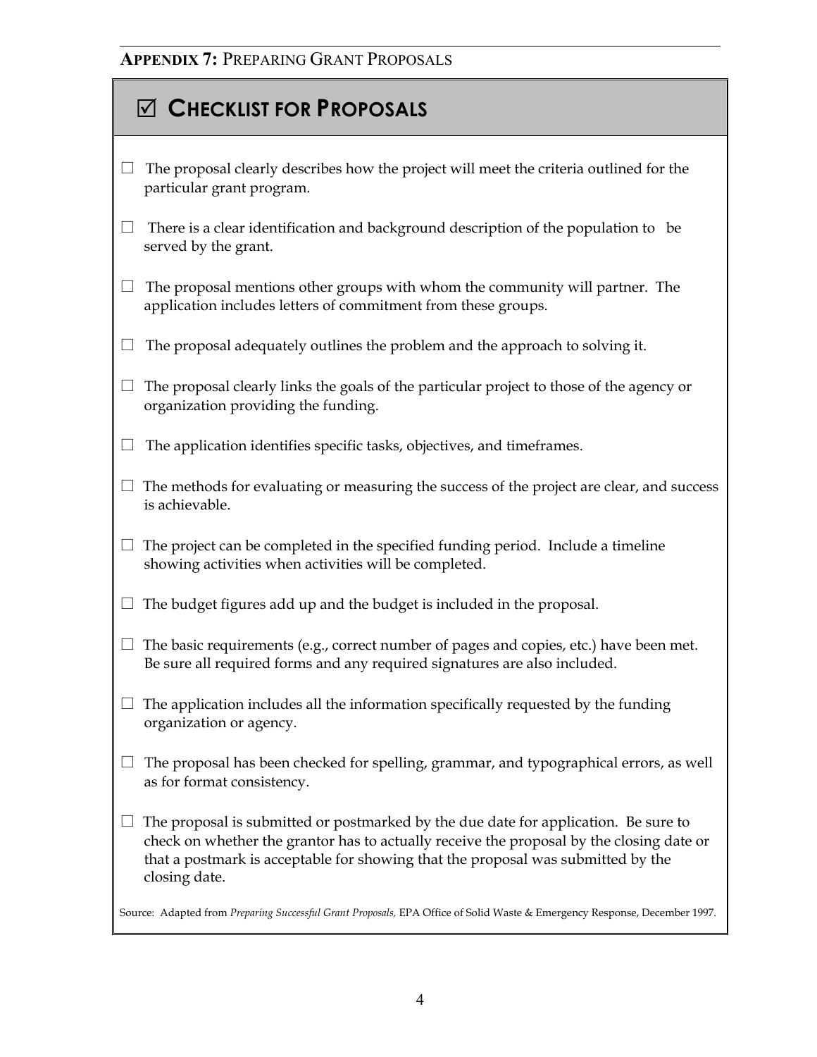**APPENDIX 7:** PREPARING GRANT PROPOSALS

## ☑ CHECKLIST FOR PROPOSALS

☐ The proposal clearly describes how the project will meet the criteria outlined for the particular grant program.

☐ There is a clear identification and background description of the population to be served by the grant.

☐ The proposal mentions other groups with whom the community will partner. The application includes letters of commitment from these groups.

☐ The proposal adequately outlines the problem and the approach to solving it.

☐ The proposal clearly links the goals of the particular project to those of the agency or organization providing the funding.

☐ The application identifies specific tasks, objectives, and timeframes.

☐ The methods for evaluating or measuring the success of the project are clear, and success is achievable.

☐ The project can be completed in the specified funding period. Include a timeline showing activities when activities will be completed.

☐ The budget figures add up and the budget is included in the proposal.

☐ The basic requirements (e.g., correct number of pages and copies, etc.) have been met. Be sure all required forms and any required signatures are also included.

☐ The application includes all the information specifically requested by the funding organization or agency.

☐ The proposal has been checked for spelling, grammar, and typographical errors, as well as for format consistency.

☐ The proposal is submitted or postmarked by the due date for application. Be sure to check on whether the grantor has to actually receive the proposal by the closing date or that a postmark is acceptable for showing that the proposal was submitted by the closing date.

Source: Adapted from *Preparing Successful Grant Proposals,* EPA Office of Solid Waste & Emergency Response, December 1997.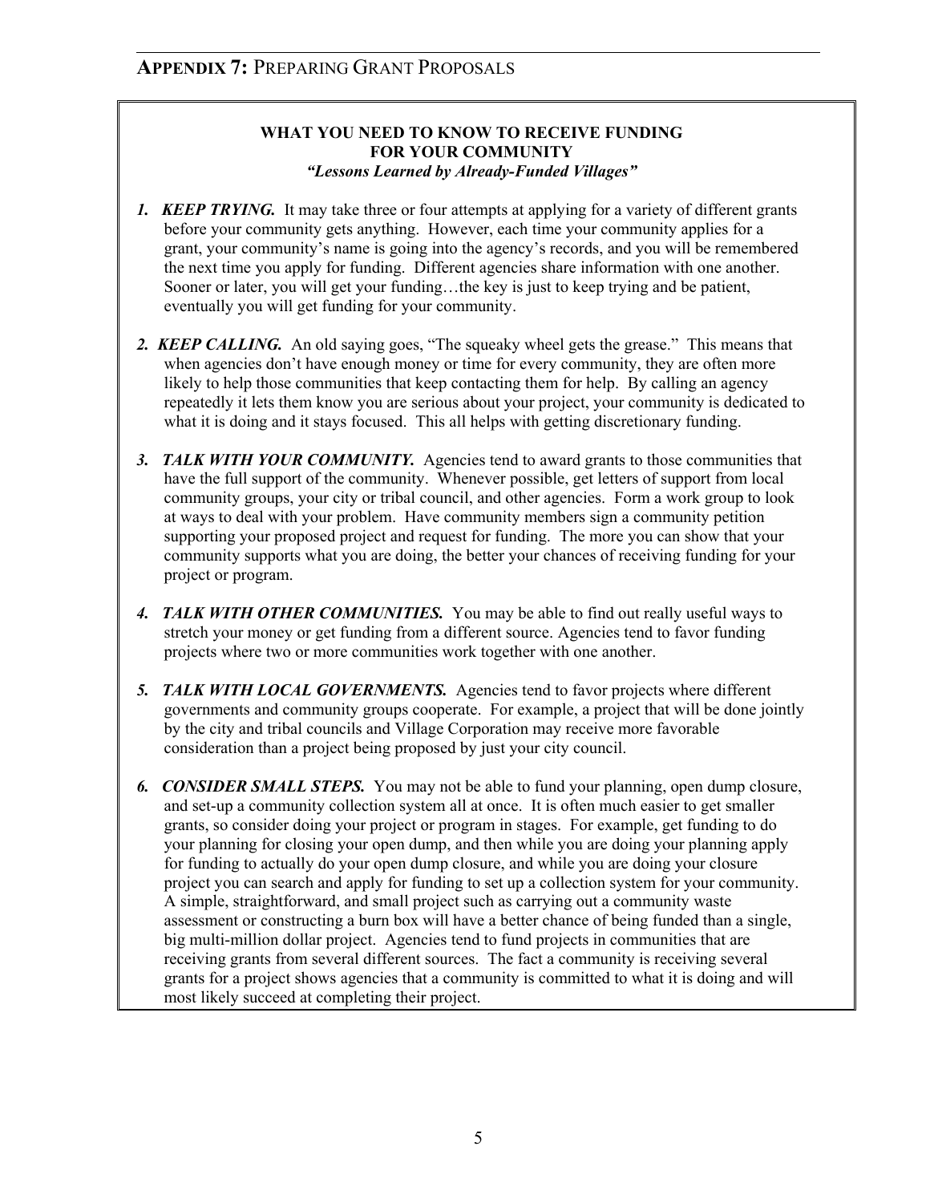## APPENDIX 7: PREPARING GRANT PROPOSALS

**WHAT YOU NEED TO KNOW TO RECEIVE FUNDING FOR YOUR COMMUNITY**
***"Lessons Learned by Already-Funded Villages"***

1. ***KEEP TRYING.*** It may take three or four attempts at applying for a variety of different grants before your community gets anything. However, each time your community applies for a grant, your community's name is going into the agency's records, and you will be remembered the next time you apply for funding. Different agencies share information with one another. Sooner or later, you will get your funding…the key is just to keep trying and be patient, eventually you will get funding for your community.

2. ***KEEP CALLING.*** An old saying goes, "The squeaky wheel gets the grease." This means that when agencies don't have enough money or time for every community, they are often more likely to help those communities that keep contacting them for help. By calling an agency repeatedly it lets them know you are serious about your project, your community is dedicated to what it is doing and it stays focused. This all helps with getting discretionary funding.

3. ***TALK WITH YOUR COMMUNITY.*** Agencies tend to award grants to those communities that have the full support of the community. Whenever possible, get letters of support from local community groups, your city or tribal council, and other agencies. Form a work group to look at ways to deal with your problem. Have community members sign a community petition supporting your proposed project and request for funding. The more you can show that your community supports what you are doing, the better your chances of receiving funding for your project or program.

4. ***TALK WITH OTHER COMMUNITIES.*** You may be able to find out really useful ways to stretch your money or get funding from a different source. Agencies tend to favor funding projects where two or more communities work together with one another.

5. ***TALK WITH LOCAL GOVERNMENTS.*** Agencies tend to favor projects where different governments and community groups cooperate. For example, a project that will be done jointly by the city and tribal councils and Village Corporation may receive more favorable consideration than a project being proposed by just your city council.

6. ***CONSIDER SMALL STEPS.*** You may not be able to fund your planning, open dump closure, and set-up a community collection system all at once. It is often much easier to get smaller grants, so consider doing your project or program in stages. For example, get funding to do your planning for closing your open dump, and then while you are doing your planning apply for funding to actually do your open dump closure, and while you are doing your closure project you can search and apply for funding to set up a collection system for your community. A simple, straightforward, and small project such as carrying out a community waste assessment or constructing a burn box will have a better chance of being funded than a single, big multi-million dollar project. Agencies tend to fund projects in communities that are receiving grants from several different sources. The fact a community is receiving several grants for a project shows agencies that a community is committed to what it is doing and will most likely succeed at completing their project.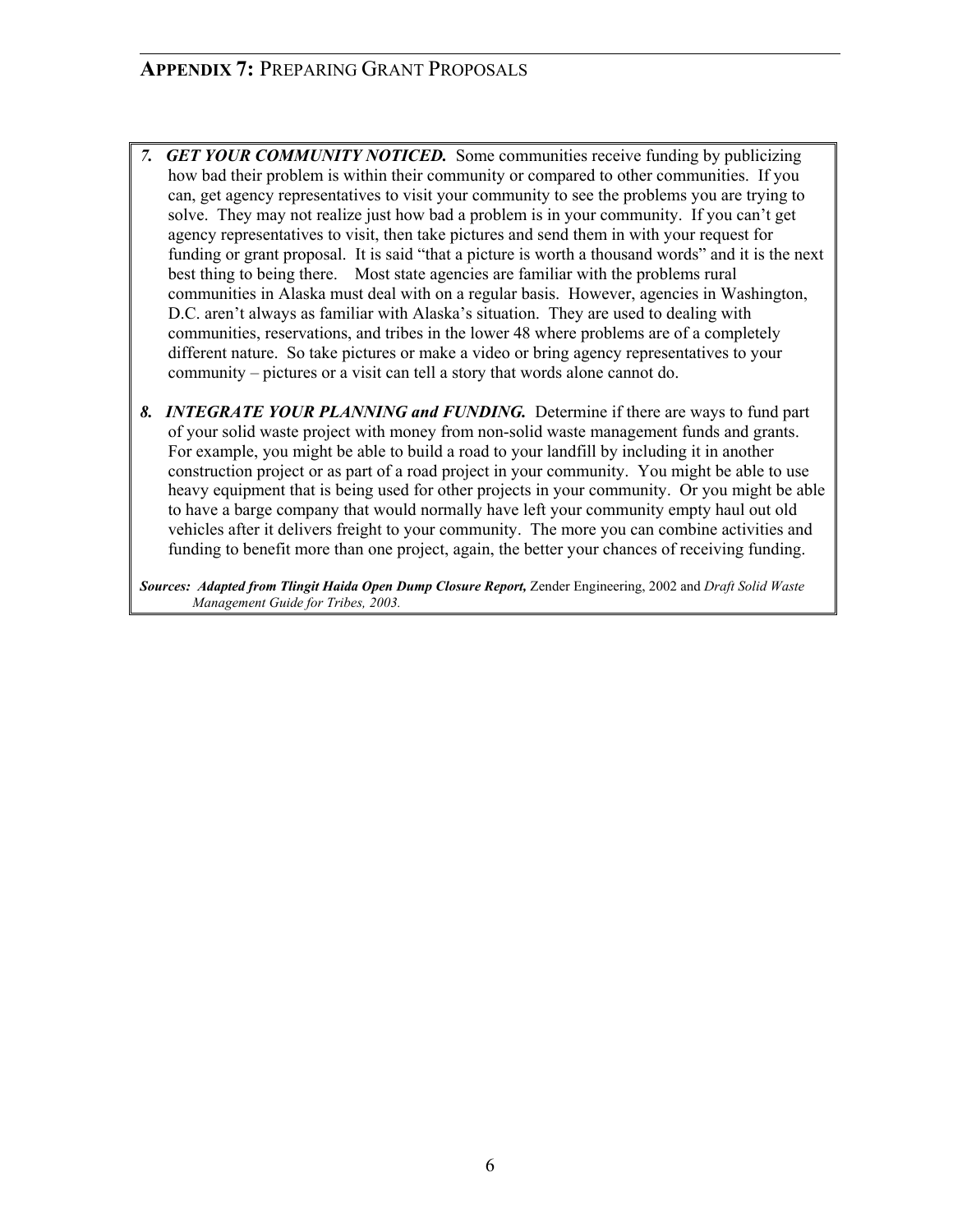7. ***GET YOUR COMMUNITY NOTICED.*** Some communities receive funding by publicizing how bad their problem is within their community or compared to other communities. If you can, get agency representatives to visit your community to see the problems you are trying to solve. They may not realize just how bad a problem is in your community. If you can't get agency representatives to visit, then take pictures and send them in with your request for funding or grant proposal. It is said "that a picture is worth a thousand words" and it is the next best thing to being there. Most state agencies are familiar with the problems rural communities in Alaska must deal with on a regular basis. However, agencies in Washington, D.C. aren't always as familiar with Alaska's situation. They are used to dealing with communities, reservations, and tribes in the lower 48 where problems are of a completely different nature. So take pictures or make a video or bring agency representatives to your community – pictures or a visit can tell a story that words alone cannot do.

8. ***INTEGRATE YOUR PLANNING and FUNDING.*** Determine if there are ways to fund part of your solid waste project with money from non-solid waste management funds and grants. For example, you might be able to build a road to your landfill by including it in another construction project or as part of a road project in your community. You might be able to use heavy equipment that is being used for other projects in your community. Or you might be able to have a barge company that would normally have left your community empty haul out old vehicles after it delivers freight to your community. The more you can combine activities and funding to benefit more than one project, again, the better your chances of receiving funding.

***Sources: Adapted from Tlingit Haida Open Dump Closure Report,*** Zender Engineering, 2002 and *Draft Solid Waste Management Guide for Tribes, 2003.*